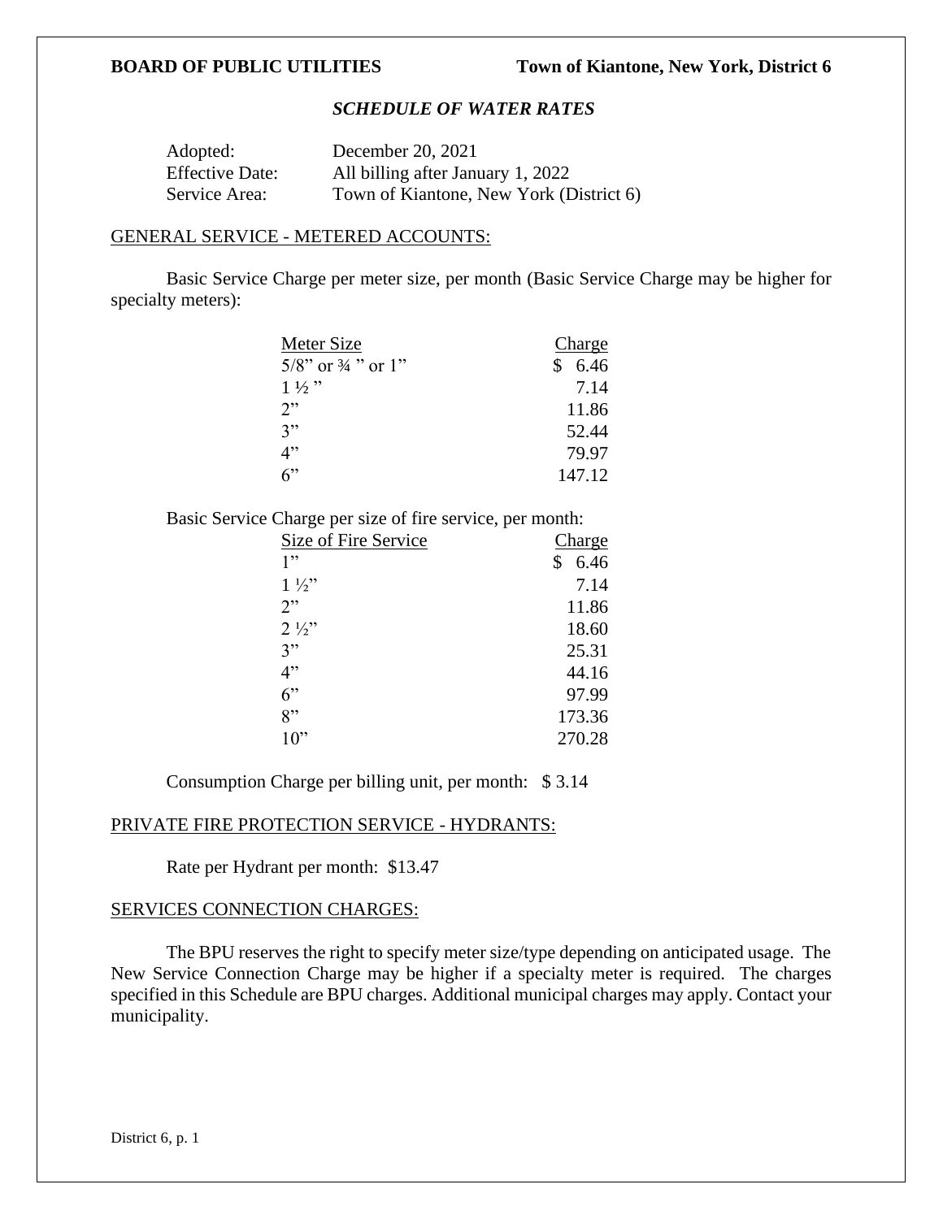**BOARD OF PUBLIC UTILITIES** **Town of Kiantone, New York, District 6**

### *SCHEDULE OF WATER RATES*

| | |
|---|---|
| Adopted: | December 20, 2021 |
| Effective Date: | All billing after January 1, 2022 |
| Service Area: | Town of Kiantone, New York (District 6) |

## GENERAL SERVICE - METERED ACCOUNTS:

Basic Service Charge per meter size, per month (Basic Service Charge may be higher for specialty meters):

| Meter Size | Charge |
|---|---|
| 5/8" or ¾ " or 1" | $ 6.46 |
| 1 ½ " | 7.14 |
| 2" | 11.86 |
| 3" | 52.44 |
| 4" | 79.97 |
| 6" | 147.12 |

Basic Service Charge per size of fire service, per month:

| Size of Fire Service | Charge |
|---|---|
| 1" | $ 6.46 |
| 1 ½" | 7.14 |
| 2" | 11.86 |
| 2 ½" | 18.60 |
| 3" | 25.31 |
| 4" | 44.16 |
| 6" | 97.99 |
| 8" | 173.36 |
| 10" | 270.28 |

Consumption Charge per billing unit, per month: $ 3.14

## PRIVATE FIRE PROTECTION SERVICE - HYDRANTS:

Rate per Hydrant per month: $13.47

## SERVICES CONNECTION CHARGES:

The BPU reserves the right to specify meter size/type depending on anticipated usage. The New Service Connection Charge may be higher if a specialty meter is required. The charges specified in this Schedule are BPU charges. Additional municipal charges may apply. Contact your municipality.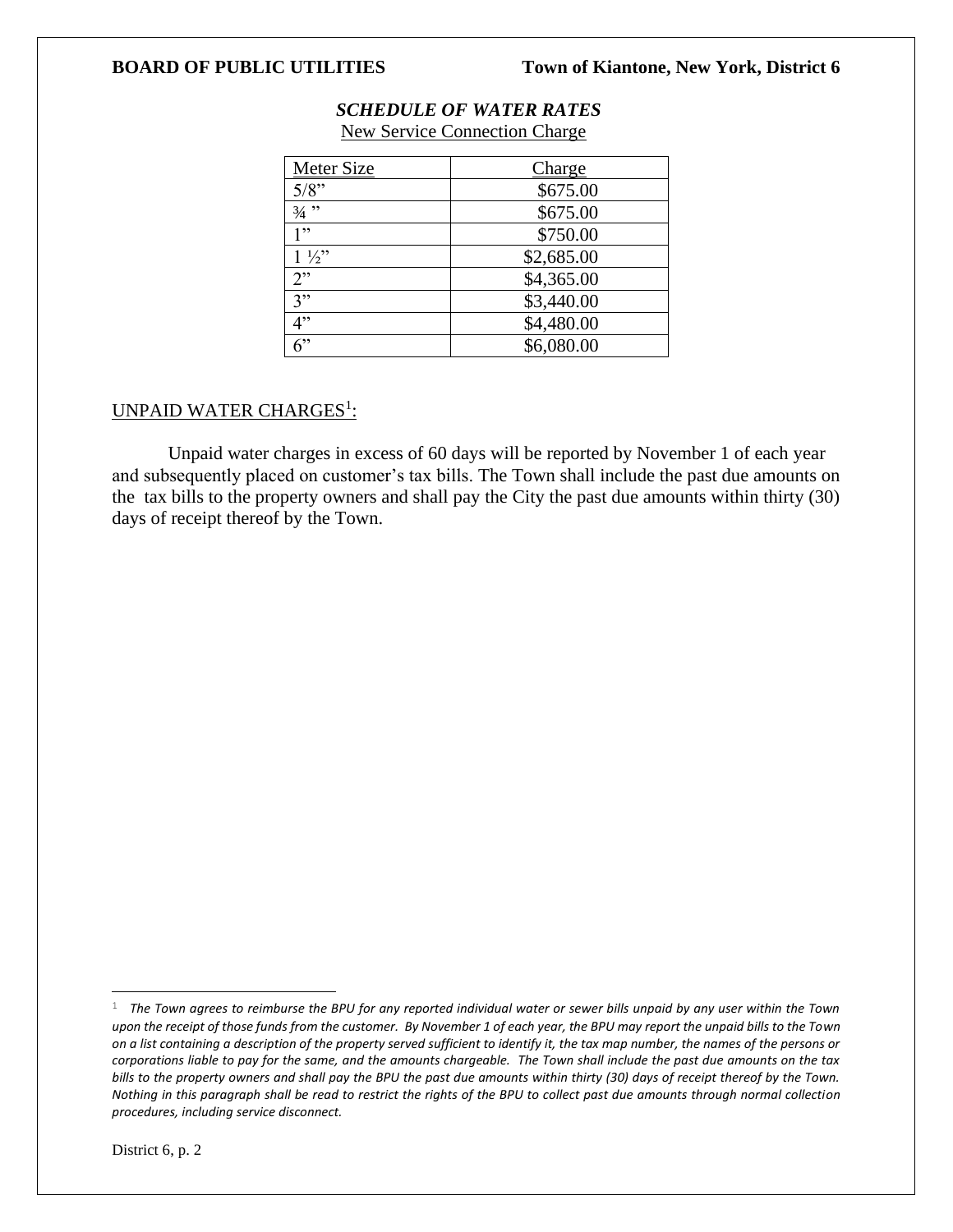**BOARD OF PUBLIC UTILITIES** **Town of Kiantone, New York, District 6**

***SCHEDULE OF WATER RATES***

New Service Connection Charge

| Meter Size | Charge |
|---|---|
| 5/8" | $675.00 |
| ¾ " | $675.00 |
| 1" | $750.00 |
| 1 ½" | $2,685.00 |
| 2" | $4,365.00 |
| 3" | $3,440.00 |
| 4" | $4,480.00 |
| 6" | $6,080.00 |

UNPAID WATER CHARGES[1]:

Unpaid water charges in excess of 60 days will be reported by November 1 of each year and subsequently placed on customer's tax bills. The Town shall include the past due amounts on the tax bills to the property owners and shall pay the City the past due amounts within thirty (30) days of receipt thereof by the Town.

[1] *The Town agrees to reimburse the BPU for any reported individual water or sewer bills unpaid by any user within the Town upon the receipt of those funds from the customer. By November 1 of each year, the BPU may report the unpaid bills to the Town on a list containing a description of the property served sufficient to identify it, the tax map number, the names of the persons or corporations liable to pay for the same, and the amounts chargeable. The Town shall include the past due amounts on the tax bills to the property owners and shall pay the BPU the past due amounts within thirty (30) days of receipt thereof by the Town. Nothing in this paragraph shall be read to restrict the rights of the BPU to collect past due amounts through normal collection procedures, including service disconnect.*

District 6, p. 2